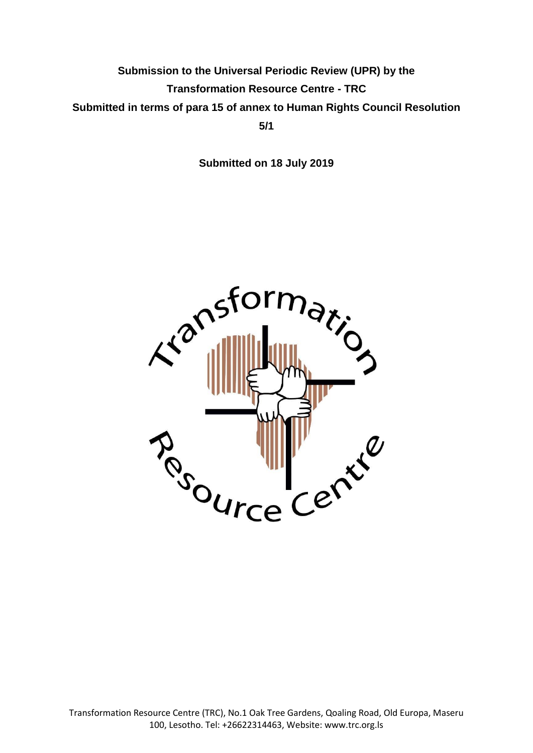**Submission to the Universal Periodic Review (UPR) by the**

**Transformation Resource Centre - TRC**

**Submitted in terms of para 15 of annex to Human Rights Council Resolution 5/1**

**Submitted on 18 July 2019**

Transformation Resource Centre (TRC), No.1 Oak Tree Gardens, Qoaling Road, Old Europa, Maseru 100, Lesotho. Tel: +26622314463, Website: www.trc.org.ls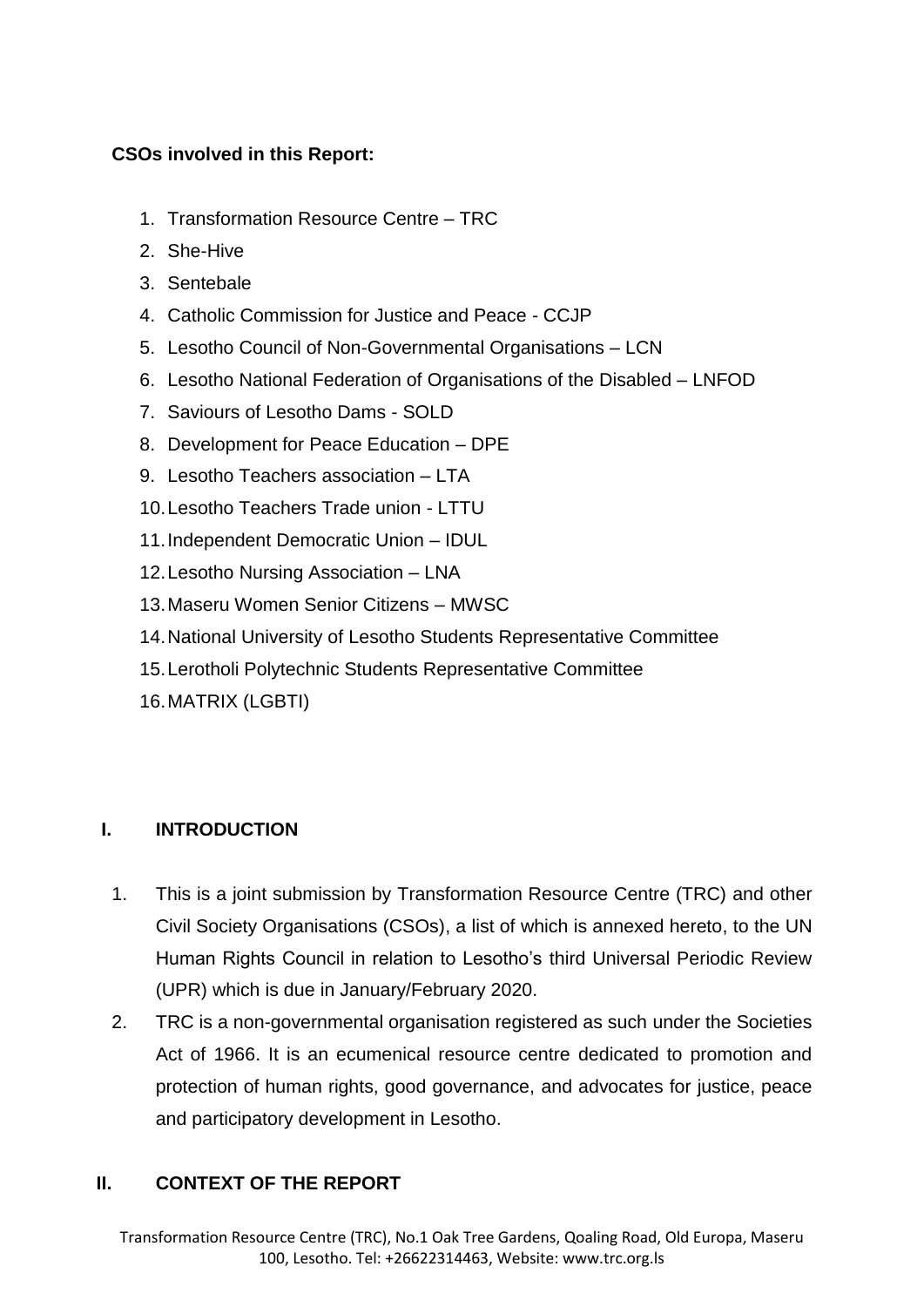**CSOs involved in this Report:**

1. Transformation Resource Centre – TRC
2. She-Hive
3. Sentebale
4. Catholic Commission for Justice and Peace - CCJP
5. Lesotho Council of Non-Governmental Organisations – LCN
6. Lesotho National Federation of Organisations of the Disabled – LNFOD
7. Saviours of Lesotho Dams - SOLD
8. Development for Peace Education – DPE
9. Lesotho Teachers association – LTA
10. Lesotho Teachers Trade union - LTTU
11. Independent Democratic Union – IDUL
12. Lesotho Nursing Association – LNA
13. Maseru Women Senior Citizens – MWSC
14. National University of Lesotho Students Representative Committee
15. Lerotholi Polytechnic Students Representative Committee
16. MATRIX (LGBTI)

## I. INTRODUCTION

1. This is a joint submission by Transformation Resource Centre (TRC) and other Civil Society Organisations (CSOs), a list of which is annexed hereto, to the UN Human Rights Council in relation to Lesotho's third Universal Periodic Review (UPR) which is due in January/February 2020.
2. TRC is a non-governmental organisation registered as such under the Societies Act of 1966. It is an ecumenical resource centre dedicated to promotion and protection of human rights, good governance, and advocates for justice, peace and participatory development in Lesotho.

## II. CONTEXT OF THE REPORT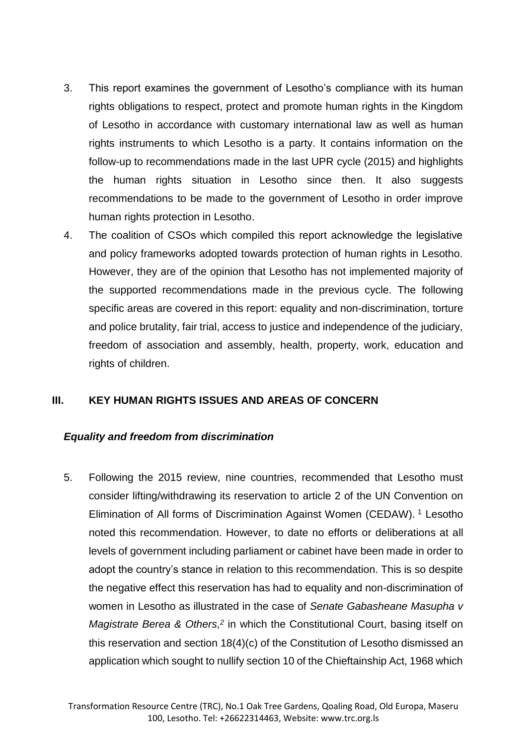3. This report examines the government of Lesotho's compliance with its human rights obligations to respect, protect and promote human rights in the Kingdom of Lesotho in accordance with customary international law as well as human rights instruments to which Lesotho is a party. It contains information on the follow-up to recommendations made in the last UPR cycle (2015) and highlights the human rights situation in Lesotho since then. It also suggests recommendations to be made to the government of Lesotho in order improve human rights protection in Lesotho.
4. The coalition of CSOs which compiled this report acknowledge the legislative and policy frameworks adopted towards protection of human rights in Lesotho. However, they are of the opinion that Lesotho has not implemented majority of the supported recommendations made in the previous cycle. The following specific areas are covered in this report: equality and non-discrimination, torture and police brutality, fair trial, access to justice and independence of the judiciary, freedom of association and assembly, health, property, work, education and rights of children.

## III. KEY HUMAN RIGHTS ISSUES AND AREAS OF CONCERN

### *Equality and freedom from discrimination*

5. Following the 2015 review, nine countries, recommended that Lesotho must consider lifting/withdrawing its reservation to article 2 of the UN Convention on Elimination of All forms of Discrimination Against Women (CEDAW). [1] Lesotho noted this recommendation. However, to date no efforts or deliberations at all levels of government including parliament or cabinet have been made in order to adopt the country's stance in relation to this recommendation. This is so despite the negative effect this reservation has had to equality and non-discrimination of women in Lesotho as illustrated in the case of *Senate Gabasheane Masupha v Magistrate Berea & Others,*[2] in which the Constitutional Court, basing itself on this reservation and section 18(4)(c) of the Constitution of Lesotho dismissed an application which sought to nullify section 10 of the Chieftainship Act, 1968 which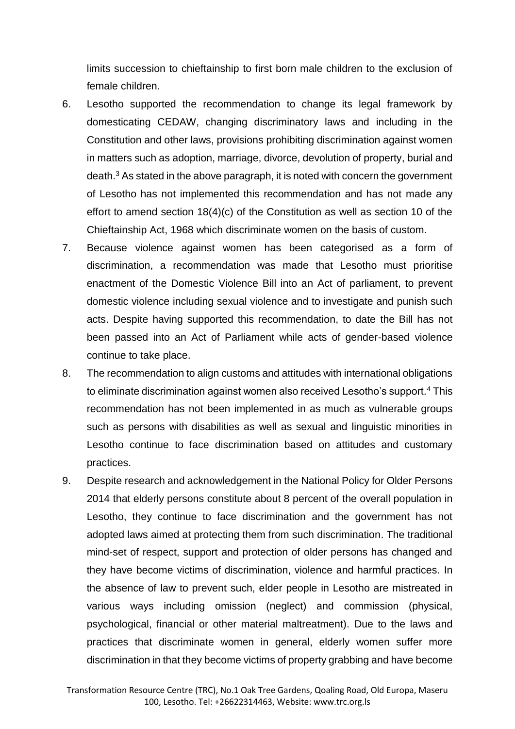limits succession to chieftainship to first born male children to the exclusion of female children.

6. Lesotho supported the recommendation to change its legal framework by domesticating CEDAW, changing discriminatory laws and including in the Constitution and other laws, provisions prohibiting discrimination against women in matters such as adoption, marriage, divorce, devolution of property, burial and death.[3] As stated in the above paragraph, it is noted with concern the government of Lesotho has not implemented this recommendation and has not made any effort to amend section 18(4)(c) of the Constitution as well as section 10 of the Chieftainship Act, 1968 which discriminate women on the basis of custom.

7. Because violence against women has been categorised as a form of discrimination, a recommendation was made that Lesotho must prioritise enactment of the Domestic Violence Bill into an Act of parliament, to prevent domestic violence including sexual violence and to investigate and punish such acts. Despite having supported this recommendation, to date the Bill has not been passed into an Act of Parliament while acts of gender-based violence continue to take place.

8. The recommendation to align customs and attitudes with international obligations to eliminate discrimination against women also received Lesotho's support.[4] This recommendation has not been implemented in as much as vulnerable groups such as persons with disabilities as well as sexual and linguistic minorities in Lesotho continue to face discrimination based on attitudes and customary practices.

9. Despite research and acknowledgement in the National Policy for Older Persons 2014 that elderly persons constitute about 8 percent of the overall population in Lesotho, they continue to face discrimination and the government has not adopted laws aimed at protecting them from such discrimination. The traditional mind-set of respect, support and protection of older persons has changed and they have become victims of discrimination, violence and harmful practices. In the absence of law to prevent such, elder people in Lesotho are mistreated in various ways including omission (neglect) and commission (physical, psychological, financial or other material maltreatment). Due to the laws and practices that discriminate women in general, elderly women suffer more discrimination in that they become victims of property grabbing and have become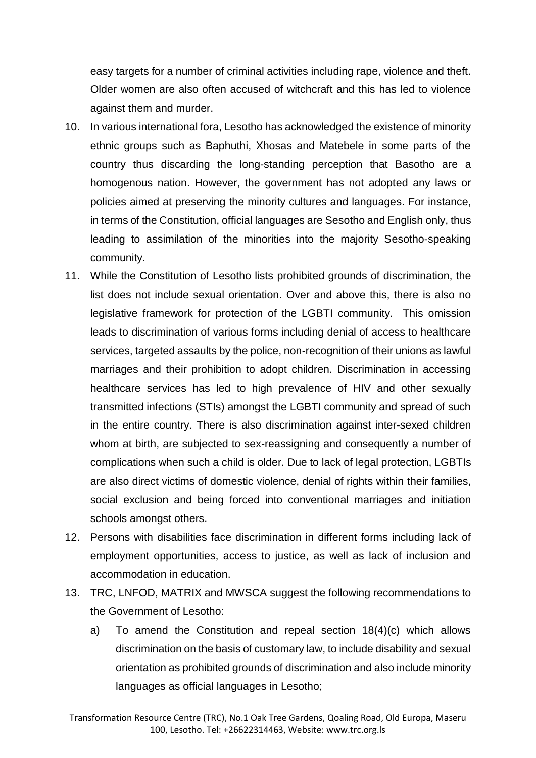easy targets for a number of criminal activities including rape, violence and theft. Older women are also often accused of witchcraft and this has led to violence against them and murder.

10. In various international fora, Lesotho has acknowledged the existence of minority ethnic groups such as Baphuthi, Xhosas and Matebele in some parts of the country thus discarding the long-standing perception that Basotho are a homogenous nation. However, the government has not adopted any laws or policies aimed at preserving the minority cultures and languages. For instance, in terms of the Constitution, official languages are Sesotho and English only, thus leading to assimilation of the minorities into the majority Sesotho-speaking community.
11. While the Constitution of Lesotho lists prohibited grounds of discrimination, the list does not include sexual orientation. Over and above this, there is also no legislative framework for protection of the LGBTI community. This omission leads to discrimination of various forms including denial of access to healthcare services, targeted assaults by the police, non-recognition of their unions as lawful marriages and their prohibition to adopt children. Discrimination in accessing healthcare services has led to high prevalence of HIV and other sexually transmitted infections (STIs) amongst the LGBTI community and spread of such in the entire country. There is also discrimination against inter-sexed children whom at birth, are subjected to sex-reassigning and consequently a number of complications when such a child is older. Due to lack of legal protection, LGBTIs are also direct victims of domestic violence, denial of rights within their families, social exclusion and being forced into conventional marriages and initiation schools amongst others.
12. Persons with disabilities face discrimination in different forms including lack of employment opportunities, access to justice, as well as lack of inclusion and accommodation in education.
13. TRC, LNFOD, MATRIX and MWSCA suggest the following recommendations to the Government of Lesotho:
    a) To amend the Constitution and repeal section 18(4)(c) which allows discrimination on the basis of customary law, to include disability and sexual orientation as prohibited grounds of discrimination and also include minority languages as official languages in Lesotho;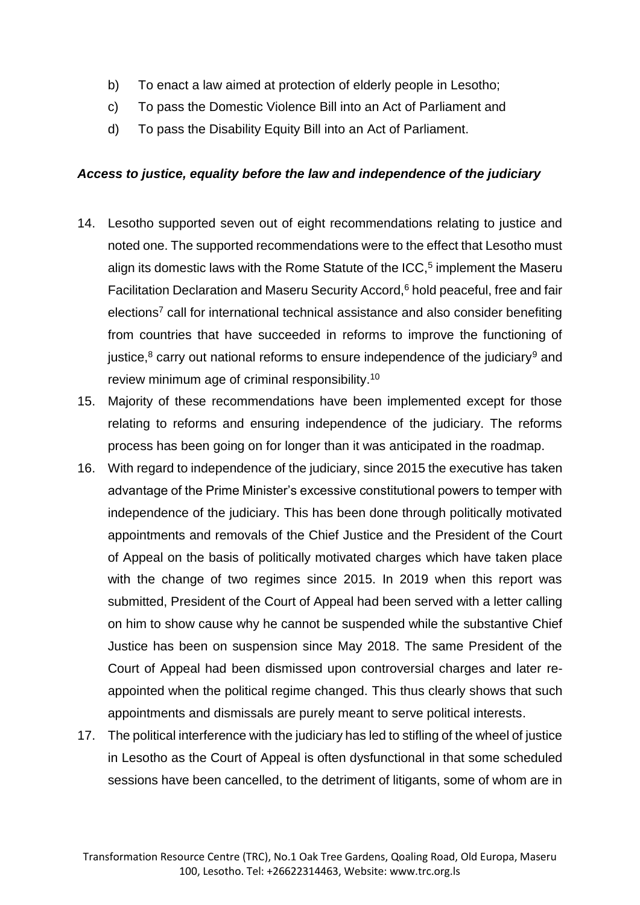b) To enact a law aimed at protection of elderly people in Lesotho;

c) To pass the Domestic Violence Bill into an Act of Parliament and

d) To pass the Disability Equity Bill into an Act of Parliament.

***Access to justice, equality before the law and independence of the judiciary***

14. Lesotho supported seven out of eight recommendations relating to justice and noted one. The supported recommendations were to the effect that Lesotho must align its domestic laws with the Rome Statute of the ICC,[5] implement the Maseru Facilitation Declaration and Maseru Security Accord,[6] hold peaceful, free and fair elections[7] call for international technical assistance and also consider benefiting from countries that have succeeded in reforms to improve the functioning of justice,[8] carry out national reforms to ensure independence of the judiciary[9] and review minimum age of criminal responsibility.[10]

15. Majority of these recommendations have been implemented except for those relating to reforms and ensuring independence of the judiciary. The reforms process has been going on for longer than it was anticipated in the roadmap.

16. With regard to independence of the judiciary, since 2015 the executive has taken advantage of the Prime Minister's excessive constitutional powers to temper with independence of the judiciary. This has been done through politically motivated appointments and removals of the Chief Justice and the President of the Court of Appeal on the basis of politically motivated charges which have taken place with the change of two regimes since 2015. In 2019 when this report was submitted, President of the Court of Appeal had been served with a letter calling on him to show cause why he cannot be suspended while the substantive Chief Justice has been on suspension since May 2018. The same President of the Court of Appeal had been dismissed upon controversial charges and later re-appointed when the political regime changed. This thus clearly shows that such appointments and dismissals are purely meant to serve political interests.

17. The political interference with the judiciary has led to stifling of the wheel of justice in Lesotho as the Court of Appeal is often dysfunctional in that some scheduled sessions have been cancelled, to the detriment of litigants, some of whom are in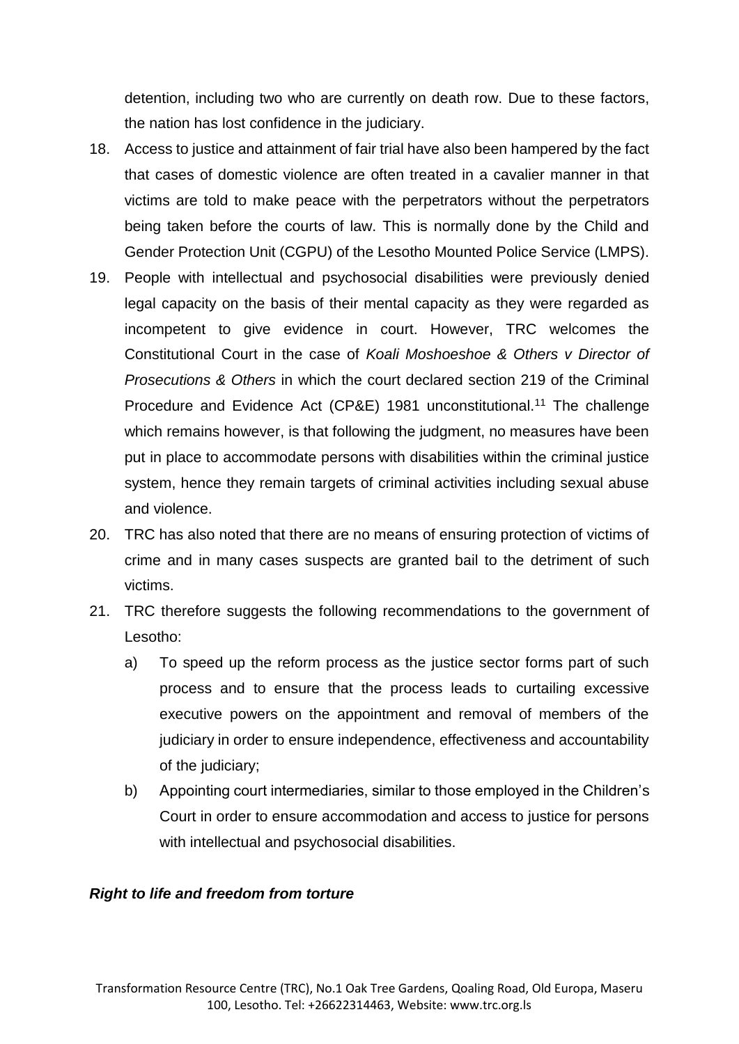detention, including two who are currently on death row. Due to these factors, the nation has lost confidence in the judiciary.

18. Access to justice and attainment of fair trial have also been hampered by the fact that cases of domestic violence are often treated in a cavalier manner in that victims are told to make peace with the perpetrators without the perpetrators being taken before the courts of law. This is normally done by the Child and Gender Protection Unit (CGPU) of the Lesotho Mounted Police Service (LMPS).

19. People with intellectual and psychosocial disabilities were previously denied legal capacity on the basis of their mental capacity as they were regarded as incompetent to give evidence in court. However, TRC welcomes the Constitutional Court in the case of *Koali Moshoeshoe & Others v Director of Prosecutions & Others* in which the court declared section 219 of the Criminal Procedure and Evidence Act (CP&E) 1981 unconstitutional.[11] The challenge which remains however, is that following the judgment, no measures have been put in place to accommodate persons with disabilities within the criminal justice system, hence they remain targets of criminal activities including sexual abuse and violence.

20. TRC has also noted that there are no means of ensuring protection of victims of crime and in many cases suspects are granted bail to the detriment of such victims.

21. TRC therefore suggests the following recommendations to the government of Lesotho:

    a) To speed up the reform process as the justice sector forms part of such process and to ensure that the process leads to curtailing excessive executive powers on the appointment and removal of members of the judiciary in order to ensure independence, effectiveness and accountability of the judiciary;

    b) Appointing court intermediaries, similar to those employed in the Children's Court in order to ensure accommodation and access to justice for persons with intellectual and psychosocial disabilities.

***Right to life and freedom from torture***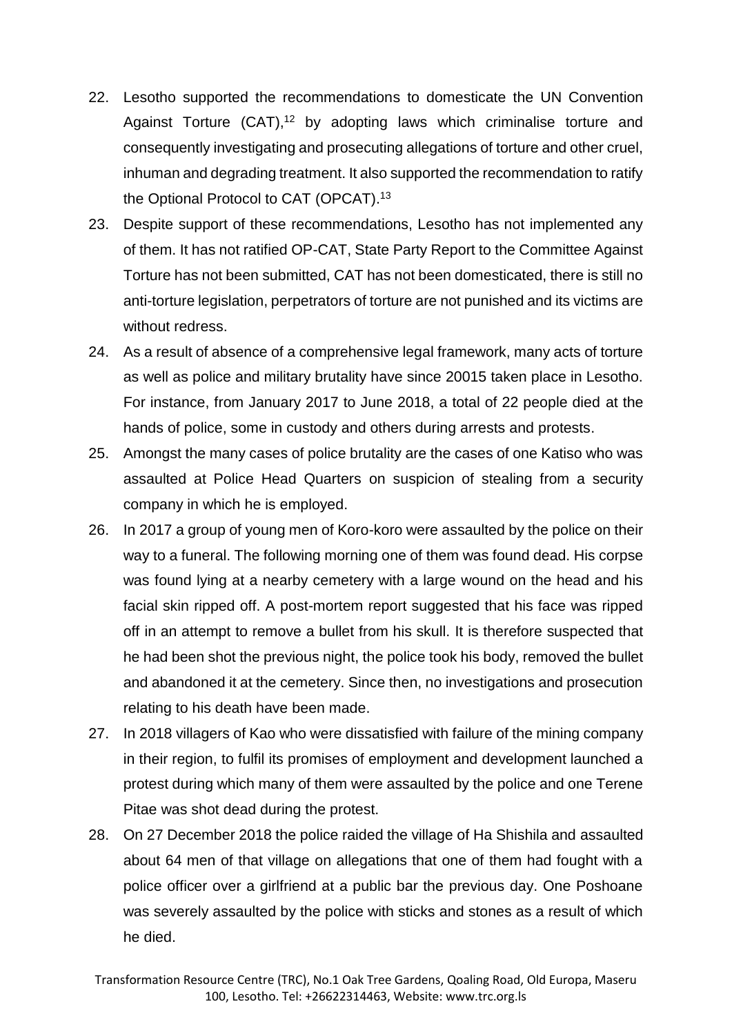22. Lesotho supported the recommendations to domesticate the UN Convention Against Torture (CAT),[12] by adopting laws which criminalise torture and consequently investigating and prosecuting allegations of torture and other cruel, inhuman and degrading treatment. It also supported the recommendation to ratify the Optional Protocol to CAT (OPCAT).[13]

23. Despite support of these recommendations, Lesotho has not implemented any of them. It has not ratified OP-CAT, State Party Report to the Committee Against Torture has not been submitted, CAT has not been domesticated, there is still no anti-torture legislation, perpetrators of torture are not punished and its victims are without redress.

24. As a result of absence of a comprehensive legal framework, many acts of torture as well as police and military brutality have since 20015 taken place in Lesotho. For instance, from January 2017 to June 2018, a total of 22 people died at the hands of police, some in custody and others during arrests and protests.

25. Amongst the many cases of police brutality are the cases of one Katiso who was assaulted at Police Head Quarters on suspicion of stealing from a security company in which he is employed.

26. In 2017 a group of young men of Koro-koro were assaulted by the police on their way to a funeral. The following morning one of them was found dead. His corpse was found lying at a nearby cemetery with a large wound on the head and his facial skin ripped off. A post-mortem report suggested that his face was ripped off in an attempt to remove a bullet from his skull. It is therefore suspected that he had been shot the previous night, the police took his body, removed the bullet and abandoned it at the cemetery. Since then, no investigations and prosecution relating to his death have been made.

27. In 2018 villagers of Kao who were dissatisfied with failure of the mining company in their region, to fulfil its promises of employment and development launched a protest during which many of them were assaulted by the police and one Terene Pitae was shot dead during the protest.

28. On 27 December 2018 the police raided the village of Ha Shishila and assaulted about 64 men of that village on allegations that one of them had fought with a police officer over a girlfriend at a public bar the previous day. One Poshoane was severely assaulted by the police with sticks and stones as a result of which he died.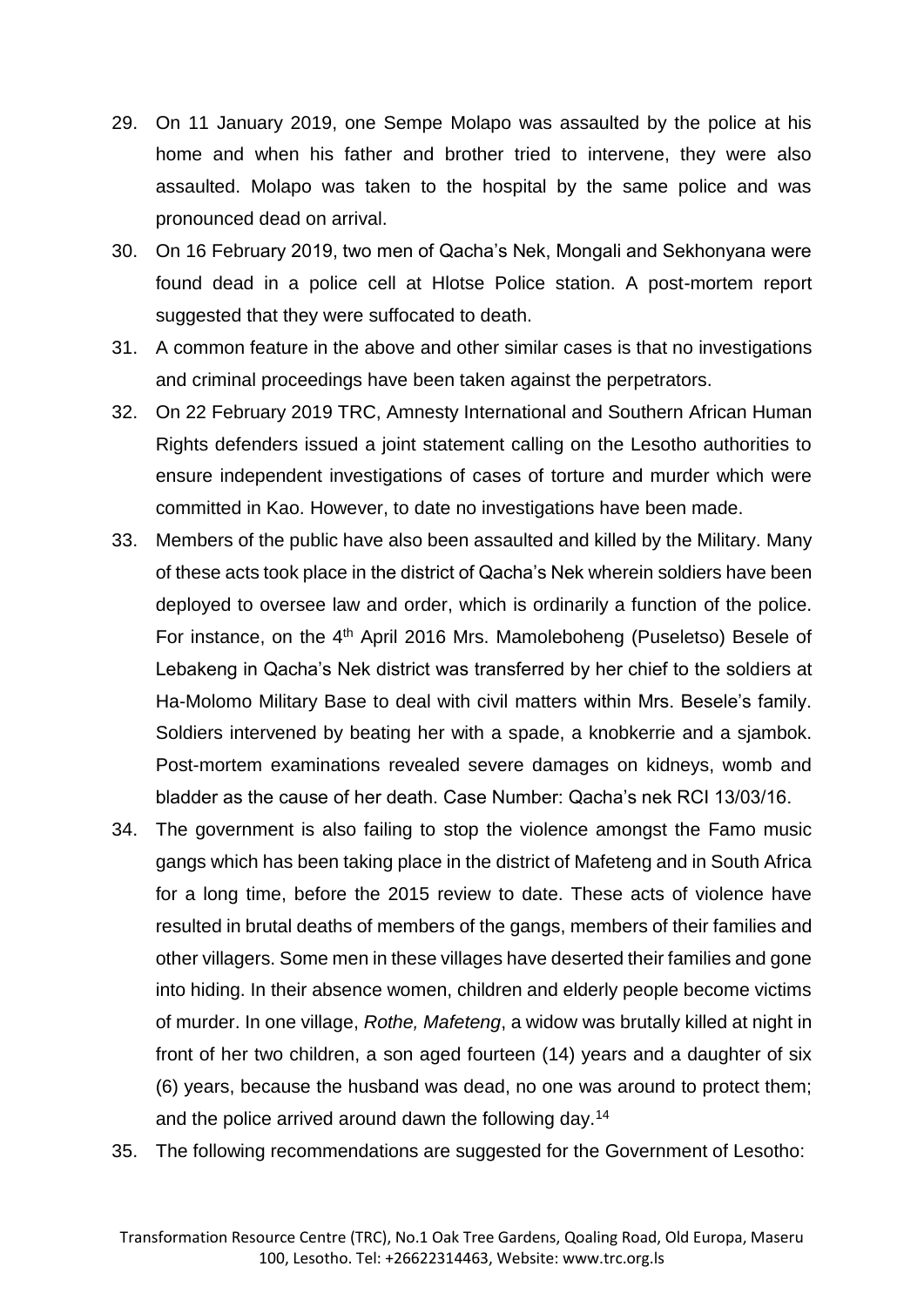29. On 11 January 2019, one Sempe Molapo was assaulted by the police at his home and when his father and brother tried to intervene, they were also assaulted. Molapo was taken to the hospital by the same police and was pronounced dead on arrival.
30. On 16 February 2019, two men of Qacha's Nek, Mongali and Sekhonyana were found dead in a police cell at Hlotse Police station. A post-mortem report suggested that they were suffocated to death.
31. A common feature in the above and other similar cases is that no investigations and criminal proceedings have been taken against the perpetrators.
32. On 22 February 2019 TRC, Amnesty International and Southern African Human Rights defenders issued a joint statement calling on the Lesotho authorities to ensure independent investigations of cases of torture and murder which were committed in Kao. However, to date no investigations have been made.
33. Members of the public have also been assaulted and killed by the Military. Many of these acts took place in the district of Qacha's Nek wherein soldiers have been deployed to oversee law and order, which is ordinarily a function of the police. For instance, on the 4th April 2016 Mrs. Mamoleboheng (Puseletso) Besele of Lebakeng in Qacha's Nek district was transferred by her chief to the soldiers at Ha-Molomo Military Base to deal with civil matters within Mrs. Besele's family. Soldiers intervened by beating her with a spade, a knobkerrie and a sjambok. Post-mortem examinations revealed severe damages on kidneys, womb and bladder as the cause of her death. Case Number: Qacha's nek RCI 13/03/16.
34. The government is also failing to stop the violence amongst the Famo music gangs which has been taking place in the district of Mafeteng and in South Africa for a long time, before the 2015 review to date. These acts of violence have resulted in brutal deaths of members of the gangs, members of their families and other villagers. Some men in these villages have deserted their families and gone into hiding. In their absence women, children and elderly people become victims of murder. In one village, *Rothe, Mafeteng*, a widow was brutally killed at night in front of her two children, a son aged fourteen (14) years and a daughter of six (6) years, because the husband was dead, no one was around to protect them; and the police arrived around dawn the following day.[14]
35. The following recommendations are suggested for the Government of Lesotho: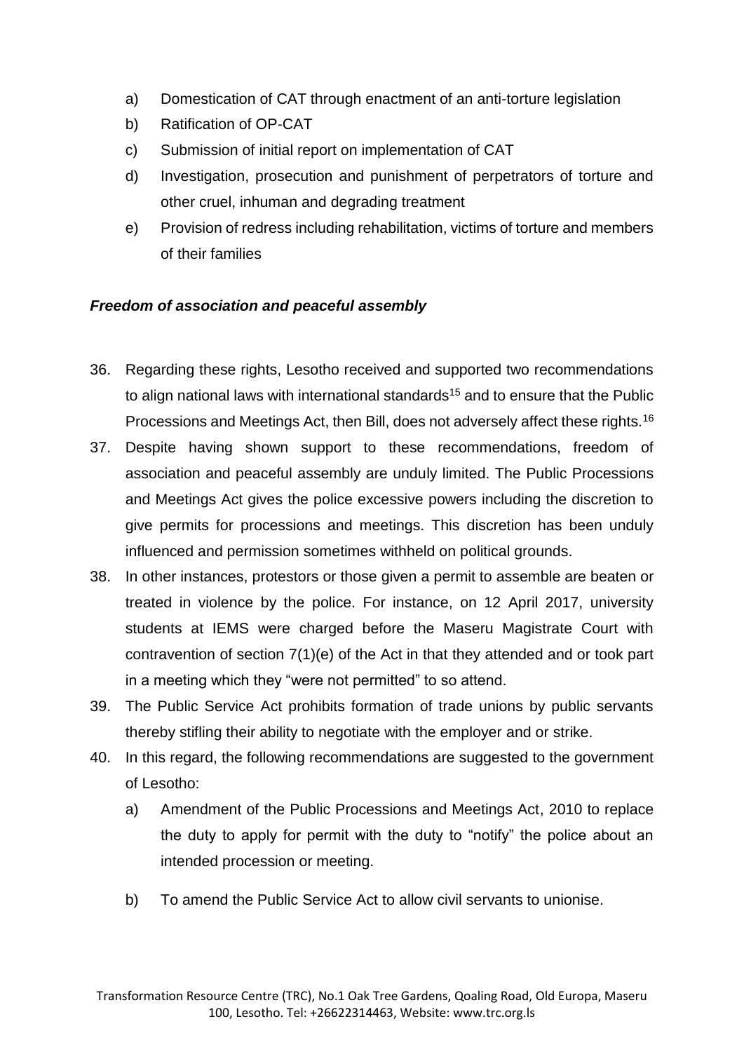a) Domestication of CAT through enactment of an anti-torture legislation
b) Ratification of OP-CAT
c) Submission of initial report on implementation of CAT
d) Investigation, prosecution and punishment of perpetrators of torture and other cruel, inhuman and degrading treatment
e) Provision of redress including rehabilitation, victims of torture and members of their families

***Freedom of association and peaceful assembly***

36. Regarding these rights, Lesotho received and supported two recommendations to align national laws with international standards[15] and to ensure that the Public Processions and Meetings Act, then Bill, does not adversely affect these rights.[16]
37. Despite having shown support to these recommendations, freedom of association and peaceful assembly are unduly limited. The Public Processions and Meetings Act gives the police excessive powers including the discretion to give permits for processions and meetings. This discretion has been unduly influenced and permission sometimes withheld on political grounds.
38. In other instances, protestors or those given a permit to assemble are beaten or treated in violence by the police. For instance, on 12 April 2017, university students at IEMS were charged before the Maseru Magistrate Court with contravention of section 7(1)(e) of the Act in that they attended and or took part in a meeting which they "were not permitted" to so attend.
39. The Public Service Act prohibits formation of trade unions by public servants thereby stifling their ability to negotiate with the employer and or strike.
40. In this regard, the following recommendations are suggested to the government of Lesotho:
    a) Amendment of the Public Processions and Meetings Act, 2010 to replace the duty to apply for permit with the duty to "notify" the police about an intended procession or meeting.
    b) To amend the Public Service Act to allow civil servants to unionise.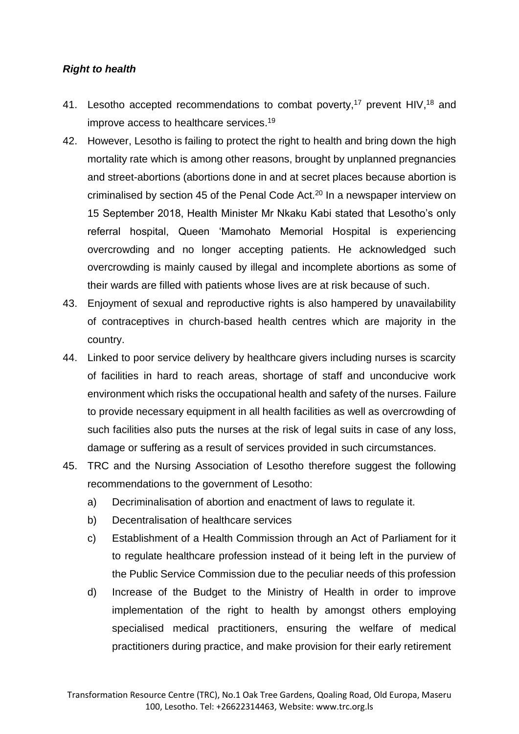***Right to health***

41. Lesotho accepted recommendations to combat poverty,[17] prevent HIV,[18] and improve access to healthcare services.[19]
42. However, Lesotho is failing to protect the right to health and bring down the high mortality rate which is among other reasons, brought by unplanned pregnancies and street-abortions (abortions done in and at secret places because abortion is criminalised by section 45 of the Penal Code Act.[20] In a newspaper interview on 15 September 2018, Health Minister Mr Nkaku Kabi stated that Lesotho's only referral hospital, Queen 'Mamohato Memorial Hospital is experiencing overcrowding and no longer accepting patients. He acknowledged such overcrowding is mainly caused by illegal and incomplete abortions as some of their wards are filled with patients whose lives are at risk because of such.
43. Enjoyment of sexual and reproductive rights is also hampered by unavailability of contraceptives in church-based health centres which are majority in the country.
44. Linked to poor service delivery by healthcare givers including nurses is scarcity of facilities in hard to reach areas, shortage of staff and unconducive work environment which risks the occupational health and safety of the nurses. Failure to provide necessary equipment in all health facilities as well as overcrowding of such facilities also puts the nurses at the risk of legal suits in case of any loss, damage or suffering as a result of services provided in such circumstances.
45. TRC and the Nursing Association of Lesotho therefore suggest the following recommendations to the government of Lesotho:
    a) Decriminalisation of abortion and enactment of laws to regulate it.
    b) Decentralisation of healthcare services
    c) Establishment of a Health Commission through an Act of Parliament for it to regulate healthcare profession instead of it being left in the purview of the Public Service Commission due to the peculiar needs of this profession
    d) Increase of the Budget to the Ministry of Health in order to improve implementation of the right to health by amongst others employing specialised medical practitioners, ensuring the welfare of medical practitioners during practice, and make provision for their early retirement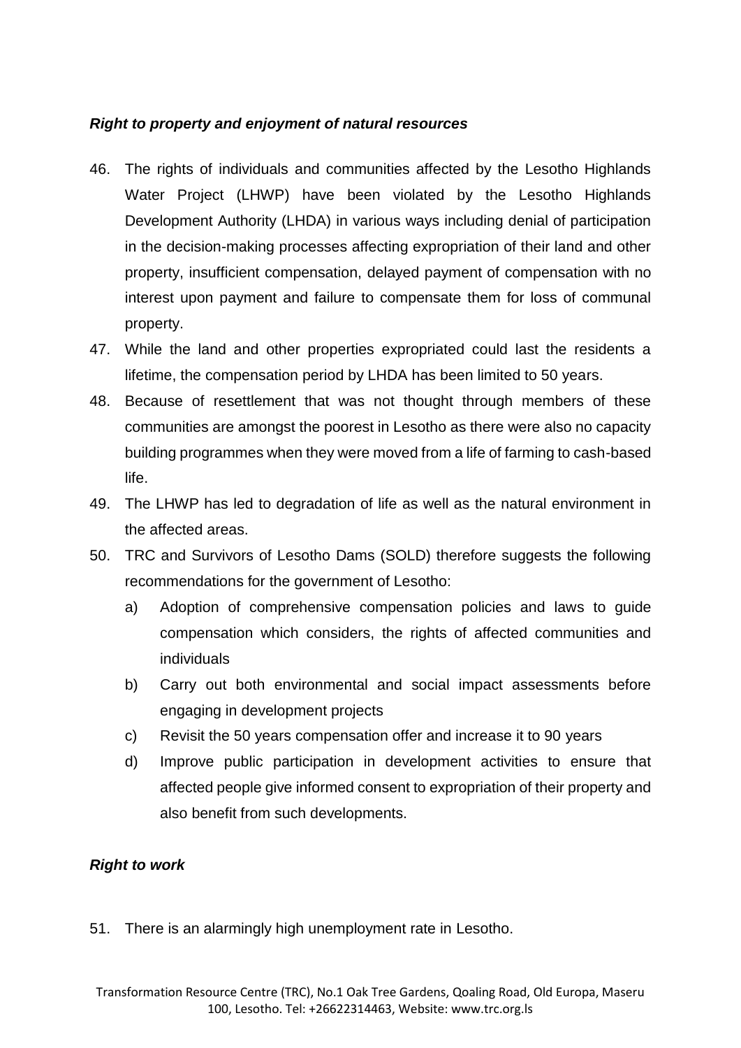***Right to property and enjoyment of natural resources***

46. The rights of individuals and communities affected by the Lesotho Highlands Water Project (LHWP) have been violated by the Lesotho Highlands Development Authority (LHDA) in various ways including denial of participation in the decision-making processes affecting expropriation of their land and other property, insufficient compensation, delayed payment of compensation with no interest upon payment and failure to compensate them for loss of communal property.
47. While the land and other properties expropriated could last the residents a lifetime, the compensation period by LHDA has been limited to 50 years.
48. Because of resettlement that was not thought through members of these communities are amongst the poorest in Lesotho as there were also no capacity building programmes when they were moved from a life of farming to cash-based life.
49. The LHWP has led to degradation of life as well as the natural environment in the affected areas.
50. TRC and Survivors of Lesotho Dams (SOLD) therefore suggests the following recommendations for the government of Lesotho:
    a) Adoption of comprehensive compensation policies and laws to guide compensation which considers, the rights of affected communities and individuals
    b) Carry out both environmental and social impact assessments before engaging in development projects
    c) Revisit the 50 years compensation offer and increase it to 90 years
    d) Improve public participation in development activities to ensure that affected people give informed consent to expropriation of their property and also benefit from such developments.

***Right to work***

51. There is an alarmingly high unemployment rate in Lesotho.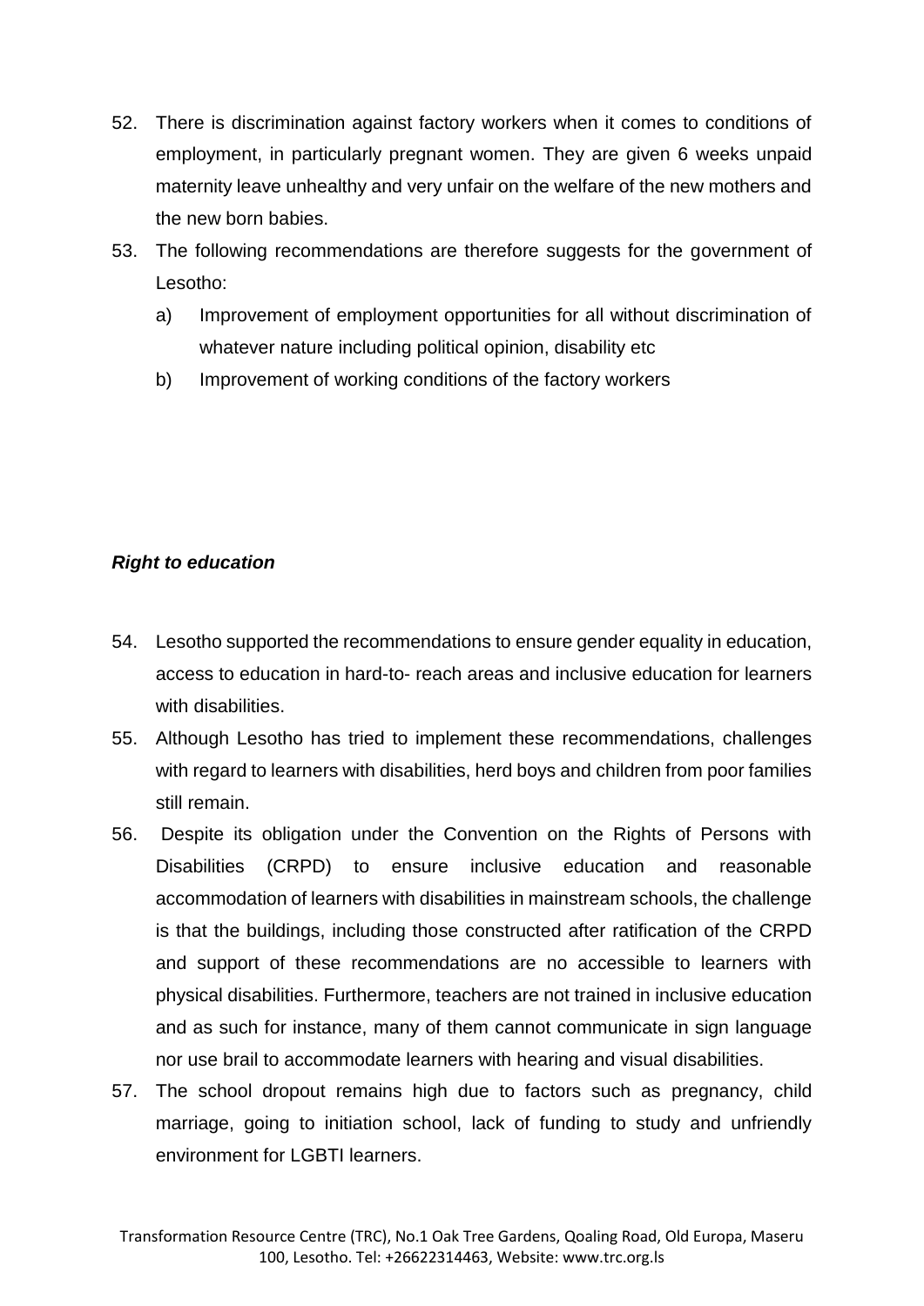52. There is discrimination against factory workers when it comes to conditions of employment, in particularly pregnant women. They are given 6 weeks unpaid maternity leave unhealthy and very unfair on the welfare of the new mothers and the new born babies.
53. The following recommendations are therefore suggests for the government of Lesotho:
    a) Improvement of employment opportunities for all without discrimination of whatever nature including political opinion, disability etc
    b) Improvement of working conditions of the factory workers

***Right to education***

54. Lesotho supported the recommendations to ensure gender equality in education, access to education in hard-to- reach areas and inclusive education for learners with disabilities.
55. Although Lesotho has tried to implement these recommendations, challenges with regard to learners with disabilities, herd boys and children from poor families still remain.
56. Despite its obligation under the Convention on the Rights of Persons with Disabilities (CRPD) to ensure inclusive education and reasonable accommodation of learners with disabilities in mainstream schools, the challenge is that the buildings, including those constructed after ratification of the CRPD and support of these recommendations are no accessible to learners with physical disabilities. Furthermore, teachers are not trained in inclusive education and as such for instance, many of them cannot communicate in sign language nor use brail to accommodate learners with hearing and visual disabilities.
57. The school dropout remains high due to factors such as pregnancy, child marriage, going to initiation school, lack of funding to study and unfriendly environment for LGBTI learners.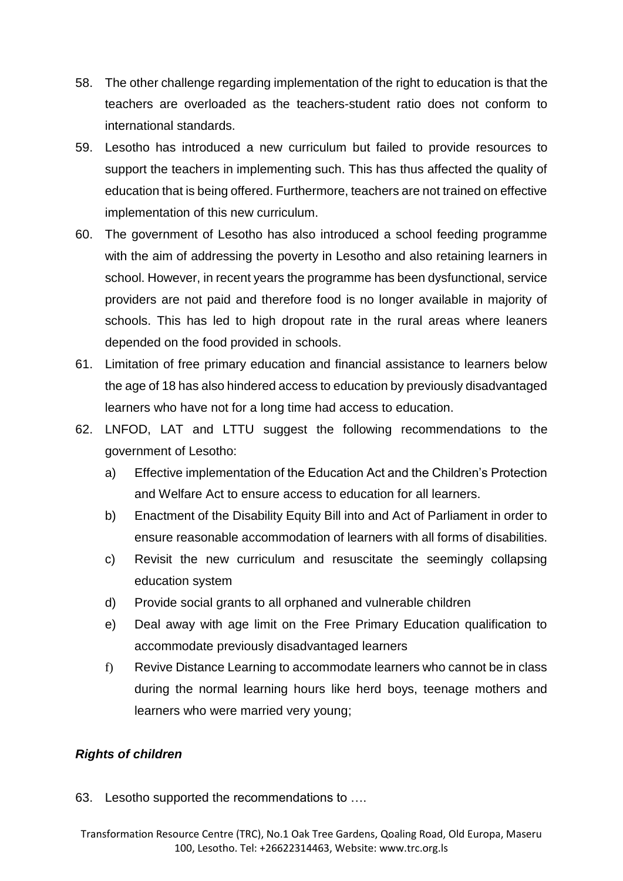58. The other challenge regarding implementation of the right to education is that the teachers are overloaded as the teachers-student ratio does not conform to international standards.
59. Lesotho has introduced a new curriculum but failed to provide resources to support the teachers in implementing such. This has thus affected the quality of education that is being offered. Furthermore, teachers are not trained on effective implementation of this new curriculum.
60. The government of Lesotho has also introduced a school feeding programme with the aim of addressing the poverty in Lesotho and also retaining learners in school. However, in recent years the programme has been dysfunctional, service providers are not paid and therefore food is no longer available in majority of schools. This has led to high dropout rate in the rural areas where leaners depended on the food provided in schools.
61. Limitation of free primary education and financial assistance to learners below the age of 18 has also hindered access to education by previously disadvantaged learners who have not for a long time had access to education.
62. LNFOD, LAT and LTTU suggest the following recommendations to the government of Lesotho:
    a) Effective implementation of the Education Act and the Children's Protection and Welfare Act to ensure access to education for all learners.
    b) Enactment of the Disability Equity Bill into and Act of Parliament in order to ensure reasonable accommodation of learners with all forms of disabilities.
    c) Revisit the new curriculum and resuscitate the seemingly collapsing education system
    d) Provide social grants to all orphaned and vulnerable children
    e) Deal away with age limit on the Free Primary Education qualification to accommodate previously disadvantaged learners
    f) Revive Distance Learning to accommodate learners who cannot be in class during the normal learning hours like herd boys, teenage mothers and learners who were married very young;

***Rights of children***

63. Lesotho supported the recommendations to ….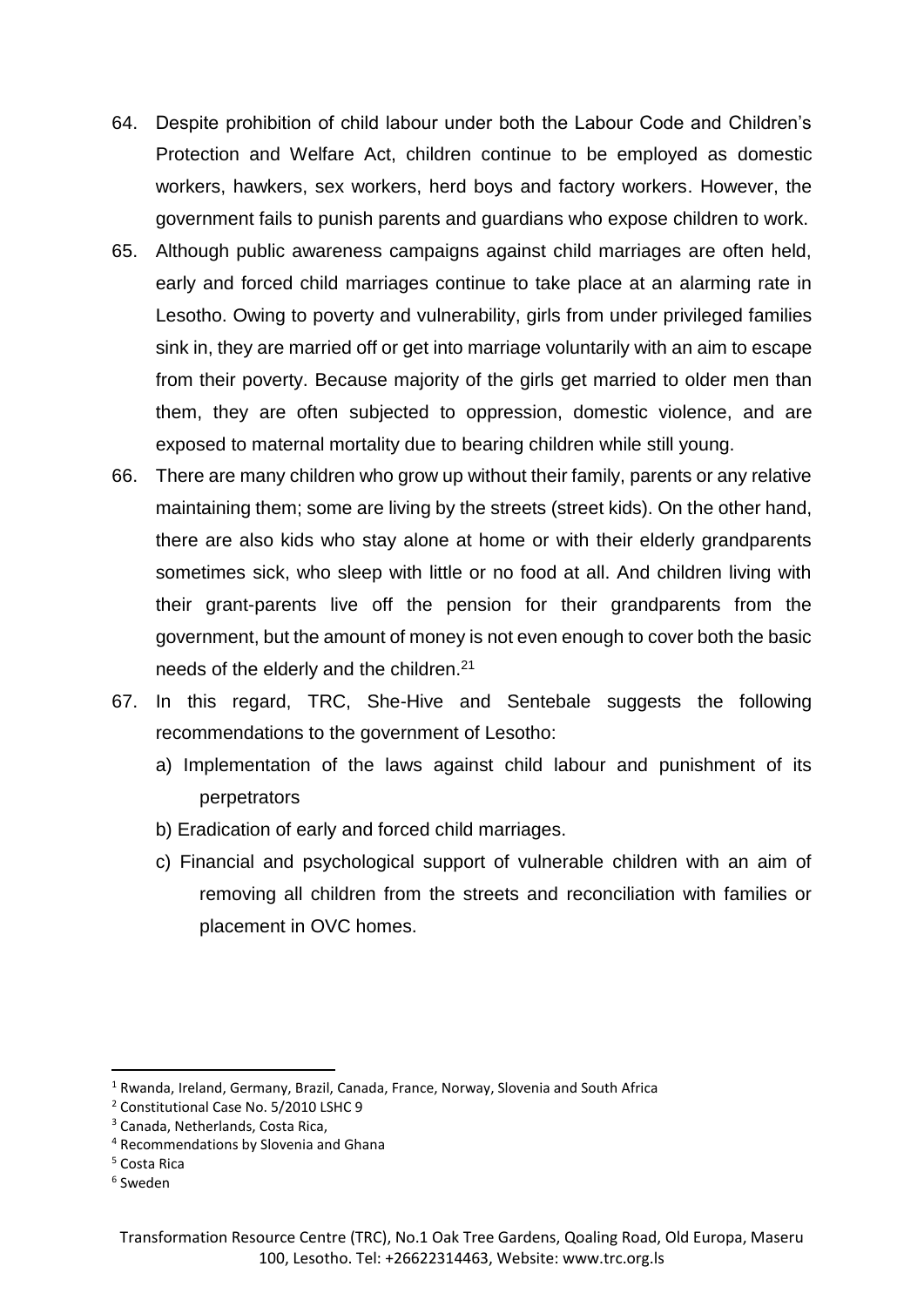64. Despite prohibition of child labour under both the Labour Code and Children's Protection and Welfare Act, children continue to be employed as domestic workers, hawkers, sex workers, herd boys and factory workers. However, the government fails to punish parents and guardians who expose children to work.

65. Although public awareness campaigns against child marriages are often held, early and forced child marriages continue to take place at an alarming rate in Lesotho. Owing to poverty and vulnerability, girls from under privileged families sink in, they are married off or get into marriage voluntarily with an aim to escape from their poverty. Because majority of the girls get married to older men than them, they are often subjected to oppression, domestic violence, and are exposed to maternal mortality due to bearing children while still young.

66. There are many children who grow up without their family, parents or any relative maintaining them; some are living by the streets (street kids). On the other hand, there are also kids who stay alone at home or with their elderly grandparents sometimes sick, who sleep with little or no food at all. And children living with their grant-parents live off the pension for their grandparents from the government, but the amount of money is not even enough to cover both the basic needs of the elderly and the children.[21]

67. In this regard, TRC, She-Hive and Sentebale suggests the following recommendations to the government of Lesotho:

    a) Implementation of the laws against child labour and punishment of its perpetrators

    b) Eradication of early and forced child marriages.

    c) Financial and psychological support of vulnerable children with an aim of removing all children from the streets and reconciliation with families or placement in OVC homes.

---

[1] Rwanda, Ireland, Germany, Brazil, Canada, France, Norway, Slovenia and South Africa

[2] Constitutional Case No. 5/2010 LSHC 9

[3] Canada, Netherlands, Costa Rica,

[4] Recommendations by Slovenia and Ghana

[5] Costa Rica

[6] Sweden

Transformation Resource Centre (TRC), No.1 Oak Tree Gardens, Qoaling Road, Old Europa, Maseru 100, Lesotho. Tel: +26622314463, Website: www.trc.org.ls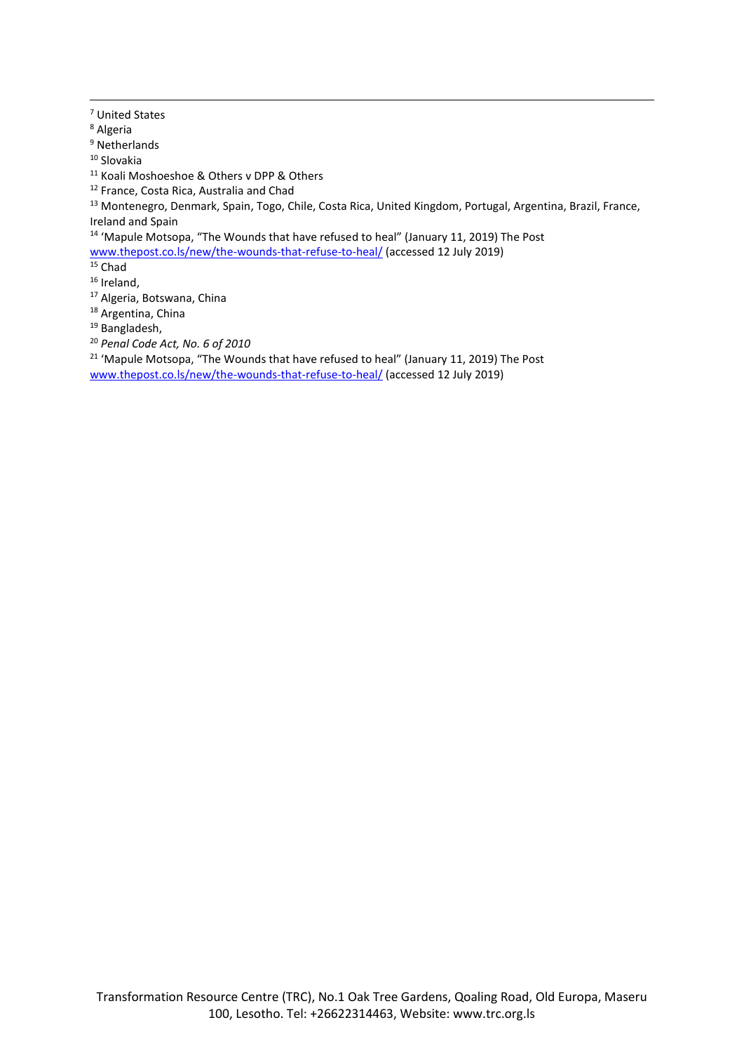---

[7] United States

[8] Algeria

[9] Netherlands

[10] Slovakia

[11] Koali Moshoeshoe & Others v DPP & Others

[12] France, Costa Rica, Australia and Chad

[13] Montenegro, Denmark, Spain, Togo, Chile, Costa Rica, United Kingdom, Portugal, Argentina, Brazil, France, Ireland and Spain

[14] 'Mapule Motsopa, "The Wounds that have refused to heal" (January 11, 2019) The Post www.thepost.co.ls/new/the-wounds-that-refuse-to-heal/ (accessed 12 July 2019)

[15] Chad

[16] Ireland,

[17] Algeria, Botswana, China

[18] Argentina, China

[19] Bangladesh,

[20] *Penal Code Act, No. 6 of 2010*

[21] 'Mapule Motsopa, "The Wounds that have refused to heal" (January 11, 2019) The Post www.thepost.co.ls/new/the-wounds-that-refuse-to-heal/ (accessed 12 July 2019)